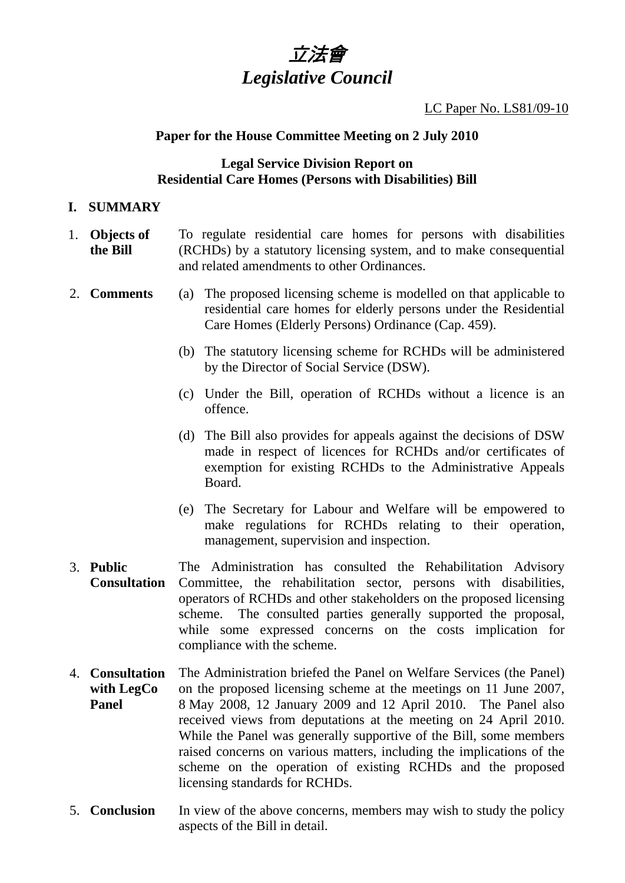# *立法會*
# *Legislative Council*

LC Paper No. LS81/09-10

**Paper for the House Committee Meeting on 2 July 2010**

**Legal Service Division Report on**
**Residential Care Homes (Persons with Disabilities) Bill**

## I. SUMMARY

1. **Objects of the Bill** — To regulate residential care homes for persons with disabilities (RCHDs) by a statutory licensing system, and to make consequential and related amendments to other Ordinances.

2. **Comments**
   - (a) The proposed licensing scheme is modelled on that applicable to residential care homes for elderly persons under the Residential Care Homes (Elderly Persons) Ordinance (Cap. 459).
   - (b) The statutory licensing scheme for RCHDs will be administered by the Director of Social Service (DSW).
   - (c) Under the Bill, operation of RCHDs without a licence is an offence.
   - (d) The Bill also provides for appeals against the decisions of DSW made in respect of licences for RCHDs and/or certificates of exemption for existing RCHDs to the Administrative Appeals Board.
   - (e) The Secretary for Labour and Welfare will be empowered to make regulations for RCHDs relating to their operation, management, supervision and inspection.

3. **Public Consultation** — The Administration has consulted the Rehabilitation Advisory Committee, the rehabilitation sector, persons with disabilities, operators of RCHDs and other stakeholders on the proposed licensing scheme. The consulted parties generally supported the proposal, while some expressed concerns on the costs implication for compliance with the scheme.

4. **Consultation with LegCo Panel** — The Administration briefed the Panel on Welfare Services (the Panel) on the proposed licensing scheme at the meetings on 11 June 2007, 8 May 2008, 12 January 2009 and 12 April 2010. The Panel also received views from deputations at the meeting on 24 April 2010. While the Panel was generally supportive of the Bill, some members raised concerns on various matters, including the implications of the scheme on the operation of existing RCHDs and the proposed licensing standards for RCHDs.

5. **Conclusion** — In view of the above concerns, members may wish to study the policy aspects of the Bill in detail.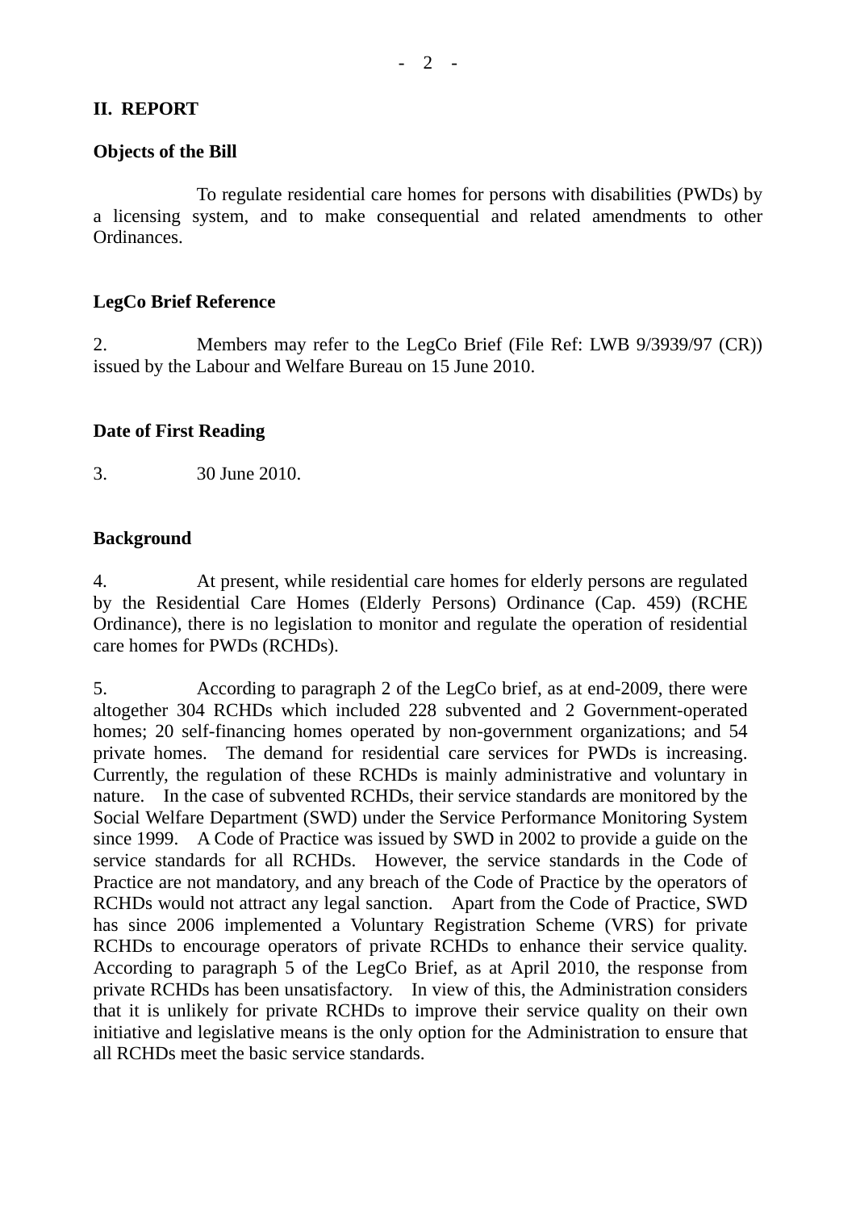## II. REPORT

### Objects of the Bill

To regulate residential care homes for persons with disabilities (PWDs) by a licensing system, and to make consequential and related amendments to other Ordinances.

### LegCo Brief Reference

2. Members may refer to the LegCo Brief (File Ref: LWB 9/3939/97 (CR)) issued by the Labour and Welfare Bureau on 15 June 2010.

### Date of First Reading

3. 30 June 2010.

### Background

4. At present, while residential care homes for elderly persons are regulated by the Residential Care Homes (Elderly Persons) Ordinance (Cap. 459) (RCHE Ordinance), there is no legislation to monitor and regulate the operation of residential care homes for PWDs (RCHDs).

5. According to paragraph 2 of the LegCo brief, as at end-2009, there were altogether 304 RCHDs which included 228 subvented and 2 Government-operated homes; 20 self-financing homes operated by non-government organizations; and 54 private homes. The demand for residential care services for PWDs is increasing. Currently, the regulation of these RCHDs is mainly administrative and voluntary in nature. In the case of subvented RCHDs, their service standards are monitored by the Social Welfare Department (SWD) under the Service Performance Monitoring System since 1999. A Code of Practice was issued by SWD in 2002 to provide a guide on the service standards for all RCHDs. However, the service standards in the Code of Practice are not mandatory, and any breach of the Code of Practice by the operators of RCHDs would not attract any legal sanction. Apart from the Code of Practice, SWD has since 2006 implemented a Voluntary Registration Scheme (VRS) for private RCHDs to encourage operators of private RCHDs to enhance their service quality. According to paragraph 5 of the LegCo Brief, as at April 2010, the response from private RCHDs has been unsatisfactory. In view of this, the Administration considers that it is unlikely for private RCHDs to improve their service quality on their own initiative and legislative means is the only option for the Administration to ensure that all RCHDs meet the basic service standards.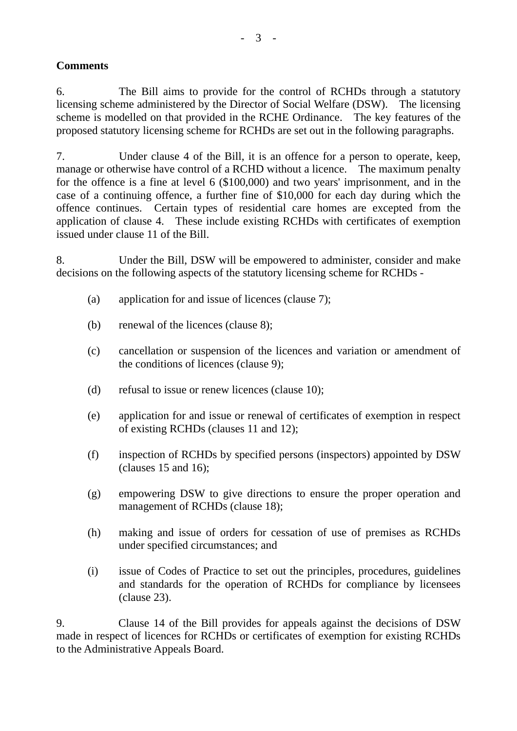**Comments**

6. The Bill aims to provide for the control of RCHDs through a statutory licensing scheme administered by the Director of Social Welfare (DSW). The licensing scheme is modelled on that provided in the RCHE Ordinance. The key features of the proposed statutory licensing scheme for RCHDs are set out in the following paragraphs.

7. Under clause 4 of the Bill, it is an offence for a person to operate, keep, manage or otherwise have control of a RCHD without a licence. The maximum penalty for the offence is a fine at level 6 ($100,000) and two years' imprisonment, and in the case of a continuing offence, a further fine of $10,000 for each day during which the offence continues. Certain types of residential care homes are excepted from the application of clause 4. These include existing RCHDs with certificates of exemption issued under clause 11 of the Bill.

8. Under the Bill, DSW will be empowered to administer, consider and make decisions on the following aspects of the statutory licensing scheme for RCHDs -

(a) application for and issue of licences (clause 7);

(b) renewal of the licences (clause 8);

(c) cancellation or suspension of the licences and variation or amendment of the conditions of licences (clause 9);

(d) refusal to issue or renew licences (clause 10);

(e) application for and issue or renewal of certificates of exemption in respect of existing RCHDs (clauses 11 and 12);

(f) inspection of RCHDs by specified persons (inspectors) appointed by DSW (clauses 15 and 16);

(g) empowering DSW to give directions to ensure the proper operation and management of RCHDs (clause 18);

(h) making and issue of orders for cessation of use of premises as RCHDs under specified circumstances; and

(i) issue of Codes of Practice to set out the principles, procedures, guidelines and standards for the operation of RCHDs for compliance by licensees (clause 23).

9. Clause 14 of the Bill provides for appeals against the decisions of DSW made in respect of licences for RCHDs or certificates of exemption for existing RCHDs to the Administrative Appeals Board.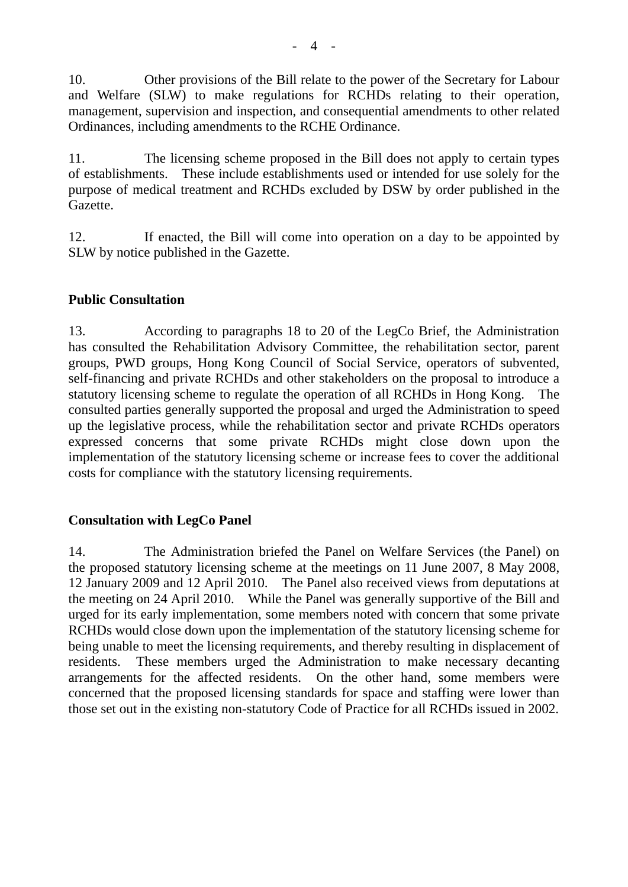10. Other provisions of the Bill relate to the power of the Secretary for Labour and Welfare (SLW) to make regulations for RCHDs relating to their operation, management, supervision and inspection, and consequential amendments to other related Ordinances, including amendments to the RCHE Ordinance.

11. The licensing scheme proposed in the Bill does not apply to certain types of establishments. These include establishments used or intended for use solely for the purpose of medical treatment and RCHDs excluded by DSW by order published in the Gazette.

12. If enacted, the Bill will come into operation on a day to be appointed by SLW by notice published in the Gazette.

**Public Consultation**

13. According to paragraphs 18 to 20 of the LegCo Brief, the Administration has consulted the Rehabilitation Advisory Committee, the rehabilitation sector, parent groups, PWD groups, Hong Kong Council of Social Service, operators of subvented, self-financing and private RCHDs and other stakeholders on the proposal to introduce a statutory licensing scheme to regulate the operation of all RCHDs in Hong Kong. The consulted parties generally supported the proposal and urged the Administration to speed up the legislative process, while the rehabilitation sector and private RCHDs operators expressed concerns that some private RCHDs might close down upon the implementation of the statutory licensing scheme or increase fees to cover the additional costs for compliance with the statutory licensing requirements.

**Consultation with LegCo Panel**

14. The Administration briefed the Panel on Welfare Services (the Panel) on the proposed statutory licensing scheme at the meetings on 11 June 2007, 8 May 2008, 12 January 2009 and 12 April 2010. The Panel also received views from deputations at the meeting on 24 April 2010. While the Panel was generally supportive of the Bill and urged for its early implementation, some members noted with concern that some private RCHDs would close down upon the implementation of the statutory licensing scheme for being unable to meet the licensing requirements, and thereby resulting in displacement of residents. These members urged the Administration to make necessary decanting arrangements for the affected residents. On the other hand, some members were concerned that the proposed licensing standards for space and staffing were lower than those set out in the existing non-statutory Code of Practice for all RCHDs issued in 2002.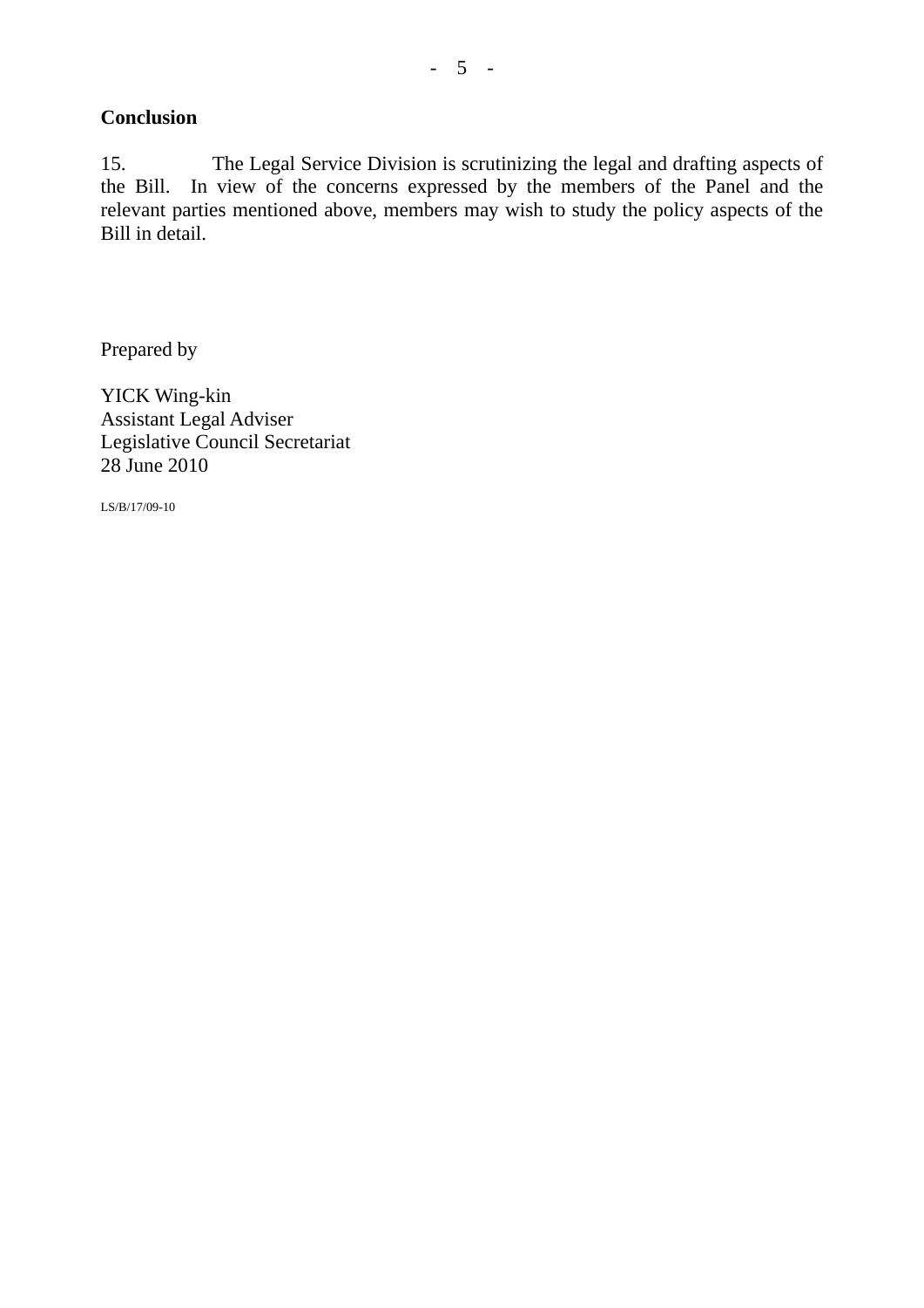## Conclusion

15. The Legal Service Division is scrutinizing the legal and drafting aspects of the Bill. In view of the concerns expressed by the members of the Panel and the relevant parties mentioned above, members may wish to study the policy aspects of the Bill in detail.

Prepared by

YICK Wing-kin
Assistant Legal Adviser
Legislative Council Secretariat
28 June 2010

LS/B/17/09-10